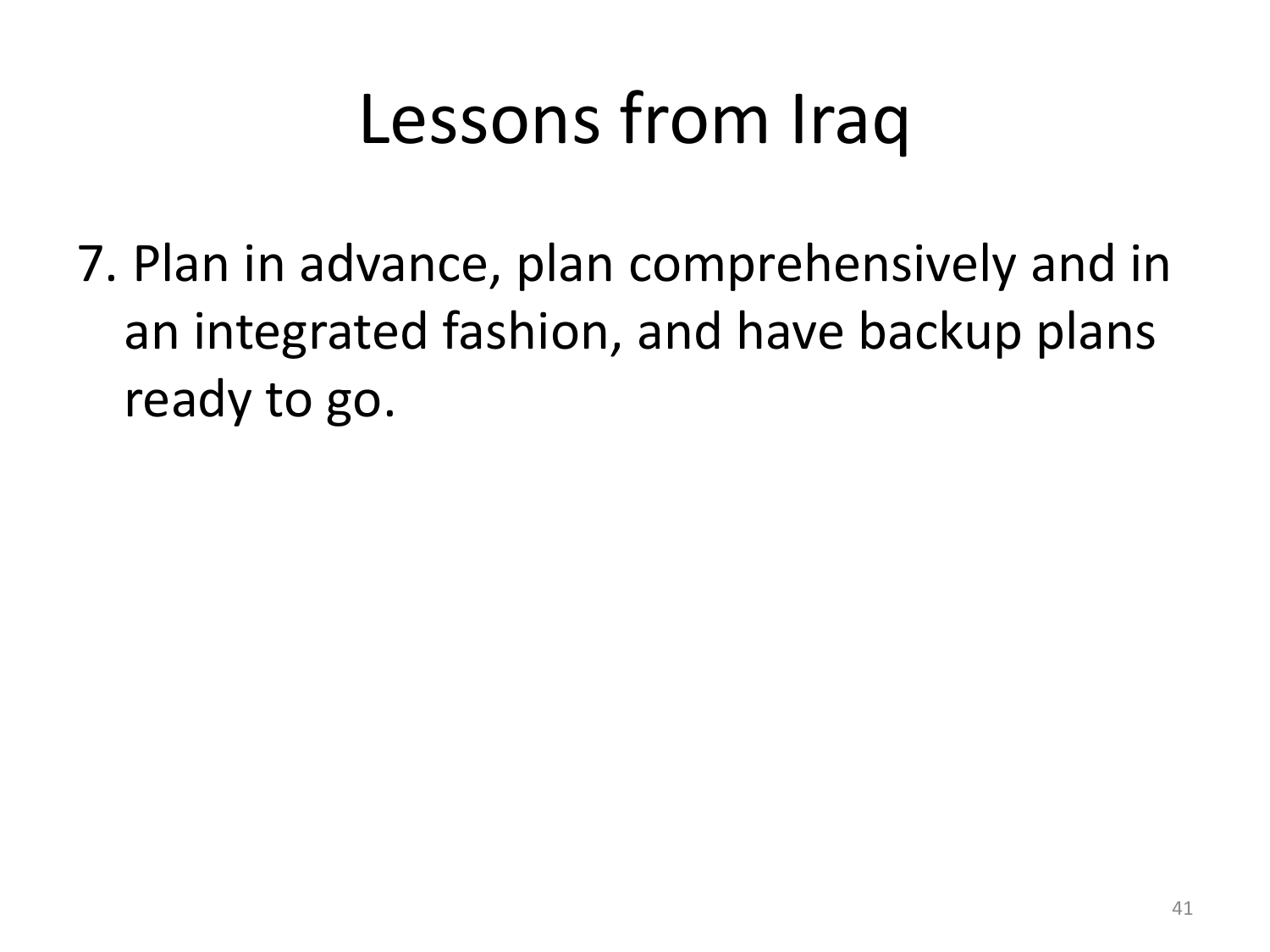# Lessons from Iraq

7. Plan in advance, plan comprehensively and in an integrated fashion, and have backup plans ready to go.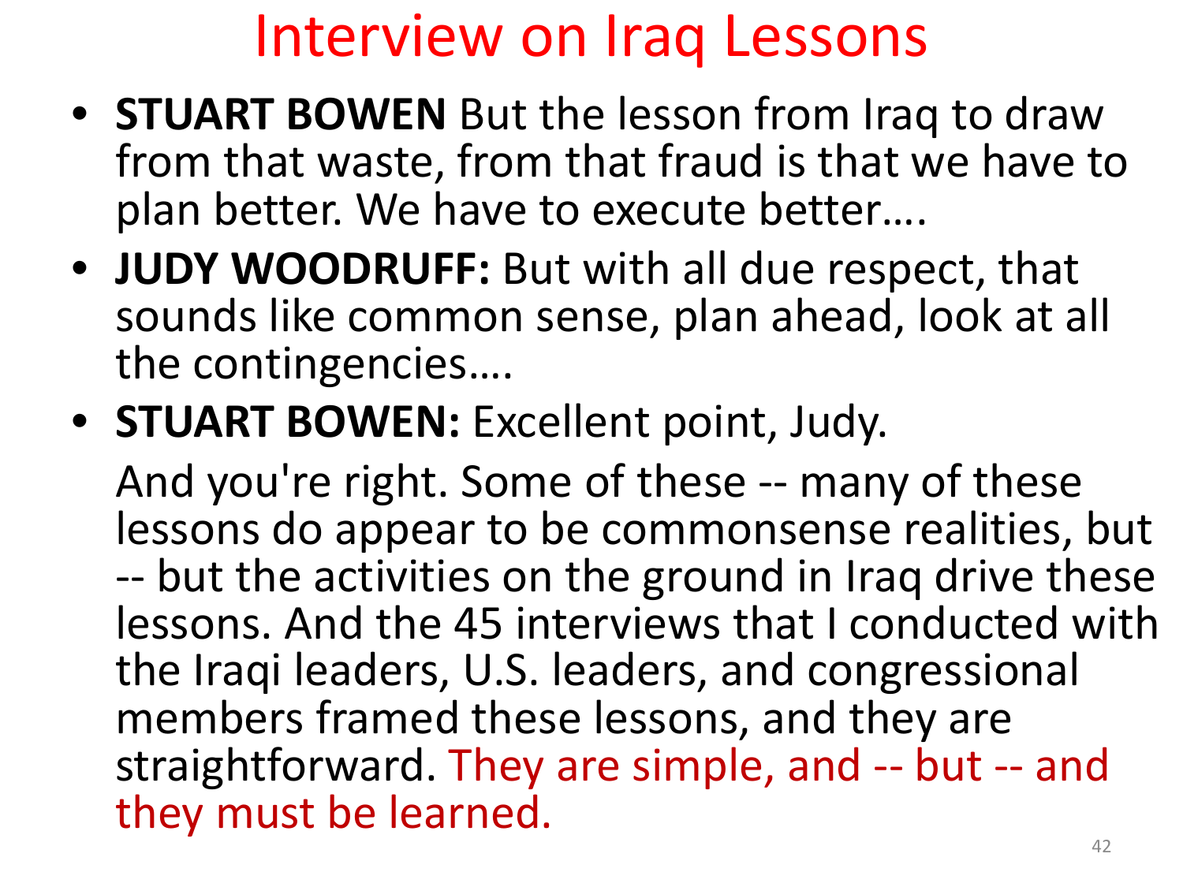# Interview on Iraq Lessons

- **STUART BOWEN** But the lesson from Iraq to draw from that waste, from that fraud is that we have to plan better. We have to execute better….
- **JUDY WOODRUFF:** But with all due respect, that sounds like common sense, plan ahead, look at all the contingencies….
- **STUART BOWEN:** Excellent point, Judy.

  And you're right. Some of these -- many of these lessons do appear to be commonsense realities, but -- but the activities on the ground in Iraq drive these lessons. And the 45 interviews that I conducted with the Iraqi leaders, U.S. leaders, and congressional members framed these lessons, and they are straightforward. They are simple, and -- but -- and they must be learned.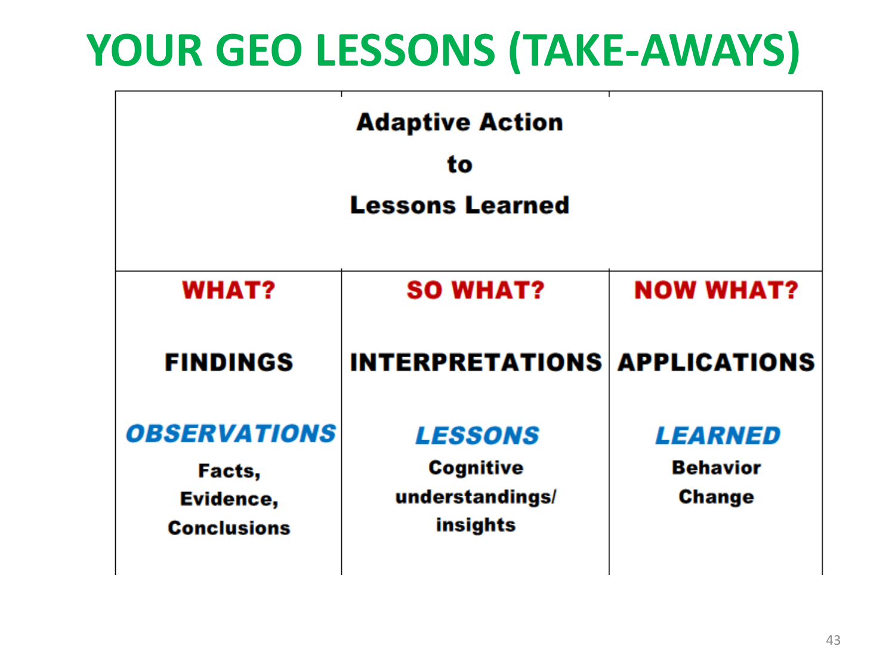# YOUR GEO LESSONS (TAKE-AWAYS)

| Adaptive Action to Lessons Learned | | |
|---|---|---|
| **WHAT?** | **SO WHAT?** | **NOW WHAT?** |
| **FINDINGS** | **INTERPRETATIONS** | **APPLICATIONS** |
| ***OBSERVATIONS*** Facts, Evidence, Conclusions | ***LESSONS*** Cognitive understandings/ insights | ***LEARNED*** Behavior Change |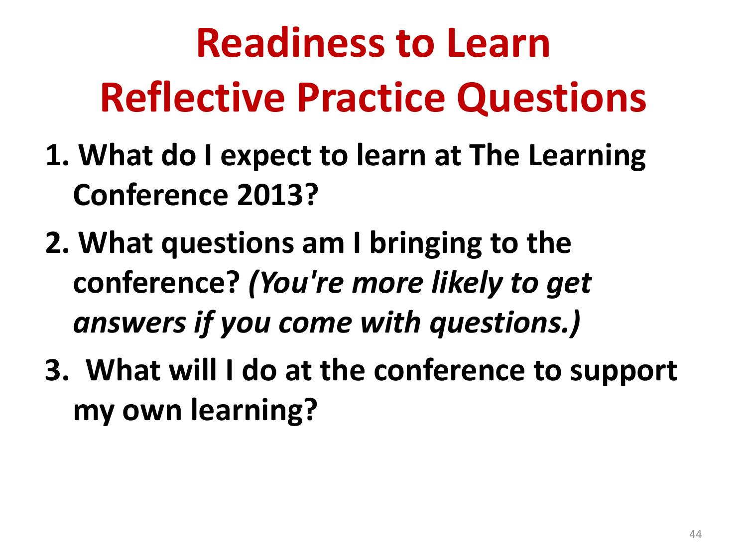# Readiness to Learn
# Reflective Practice Questions

1. **What do I expect to learn at The Learning Conference 2013?**
2. **What questions am I bringing to the conference?** ***(You're more likely to get answers if you come with questions.)***
3. **What will I do at the conference to support my own learning?**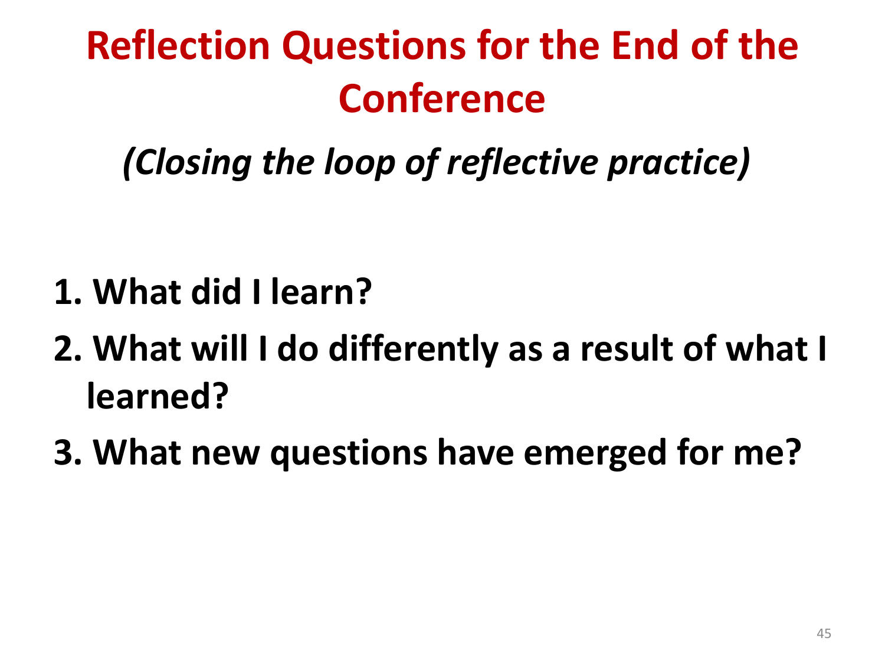# Reflection Questions for the End of the Conference

*(Closing the loop of reflective practice)*

1. **What did I learn?**
2. **What will I do differently as a result of what I learned?**
3. **What new questions have emerged for me?**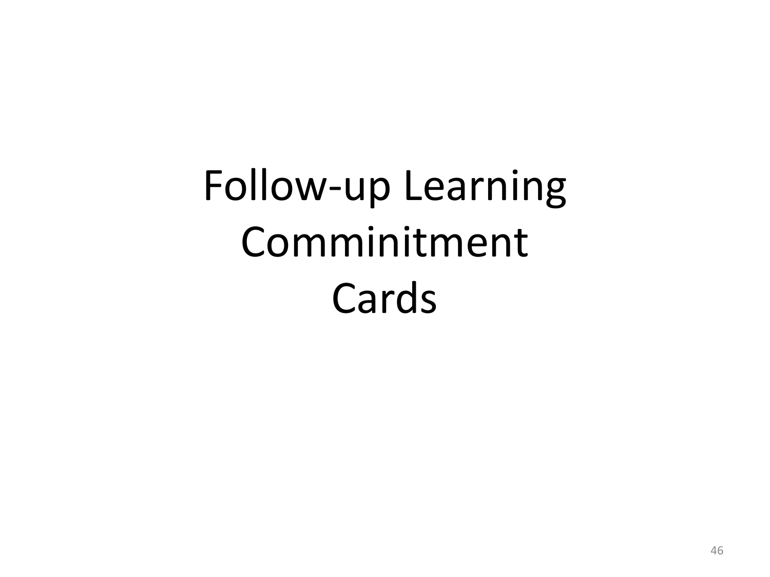# Follow-up Learning Comminitment Cards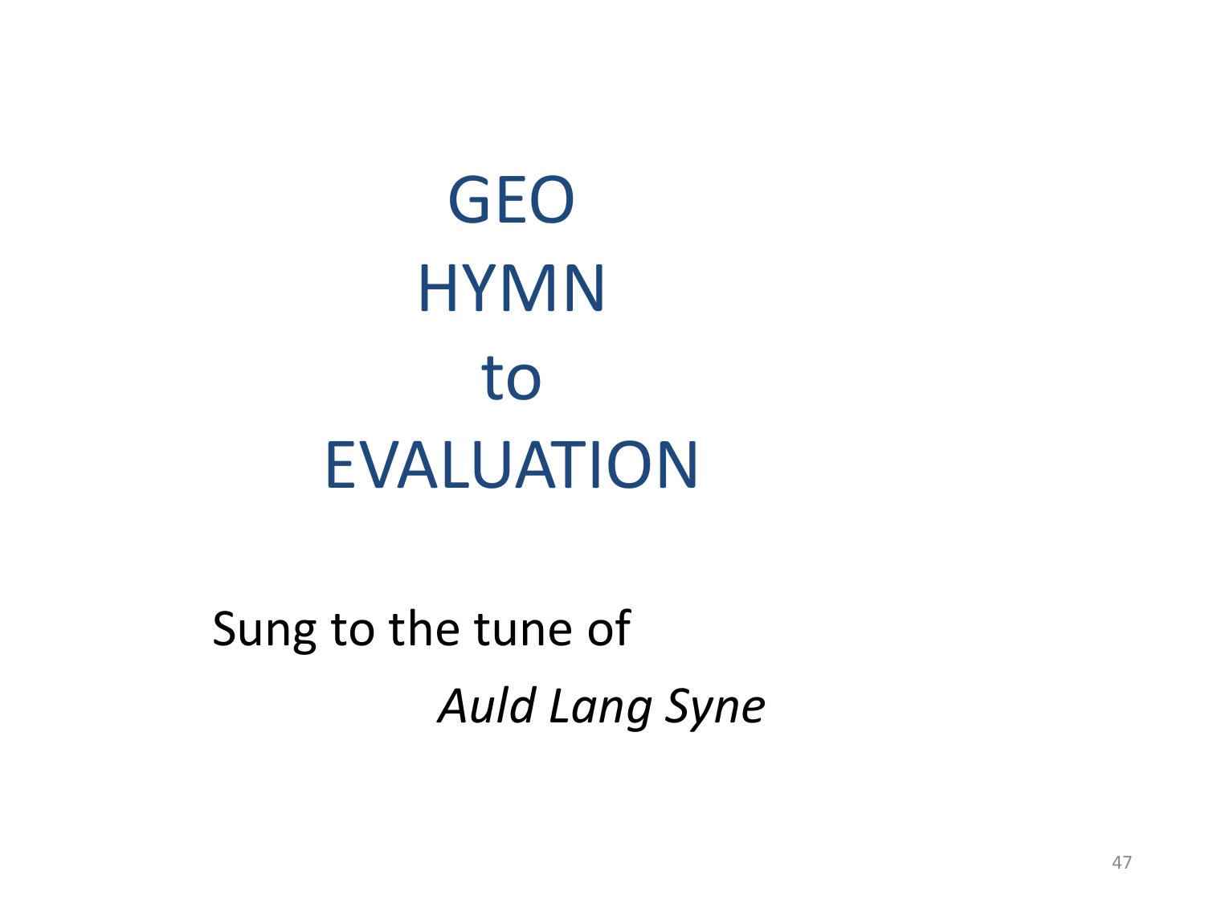# GEO HYMN to EVALUATION

Sung to the tune of

*Auld Lang Syne*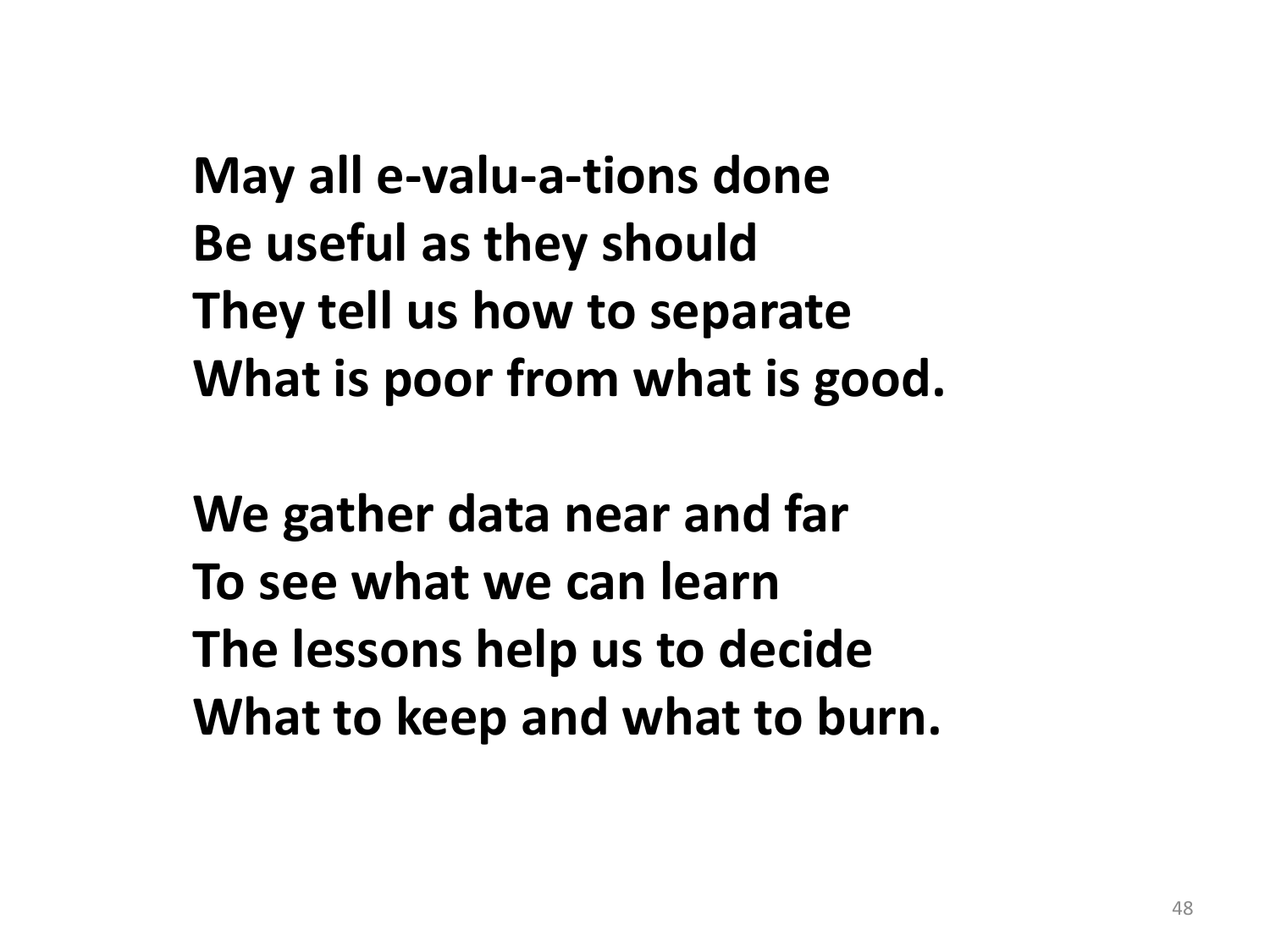**May all e-valu-a-tions done**
**Be useful as they should**
**They tell us how to separate**
**What is poor from what is good.**

**We gather data near and far**
**To see what we can learn**
**The lessons help us to decide**
**What to keep and what to burn.**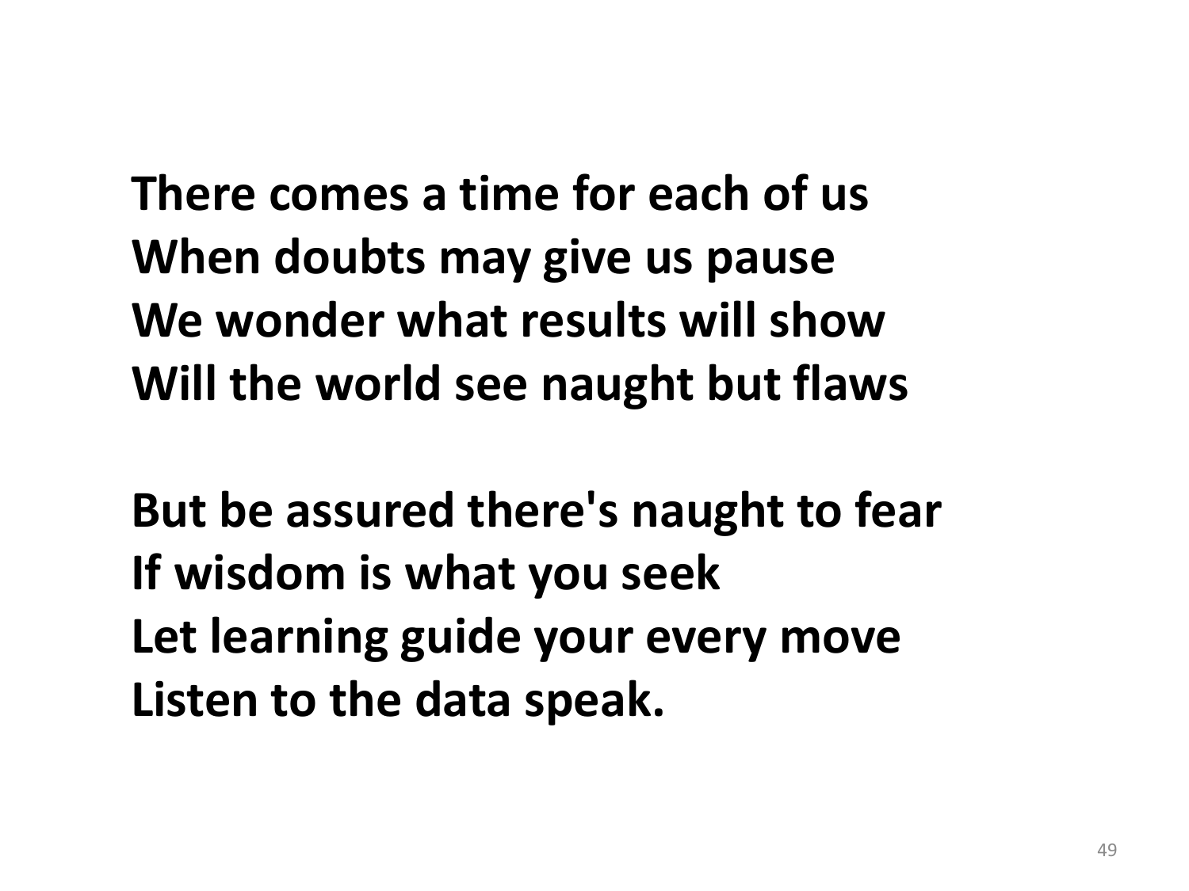**There comes a time for each of us**
**When doubts may give us pause**
**We wonder what results will show**
**Will the world see naught but flaws**

**But be assured there's naught to fear**
**If wisdom is what you seek**
**Let learning guide your every move**
**Listen to the data speak.**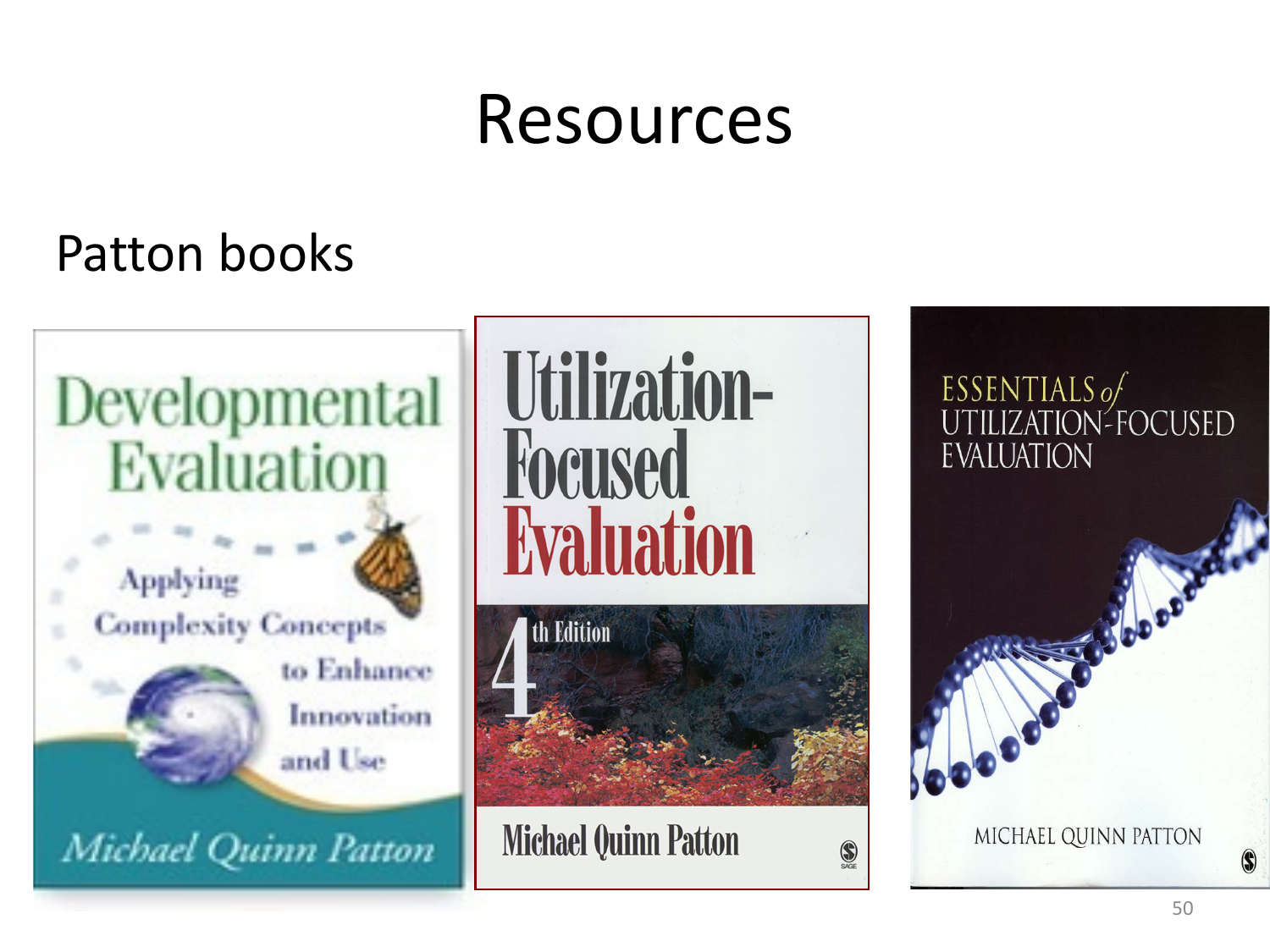# Resources

Patton books